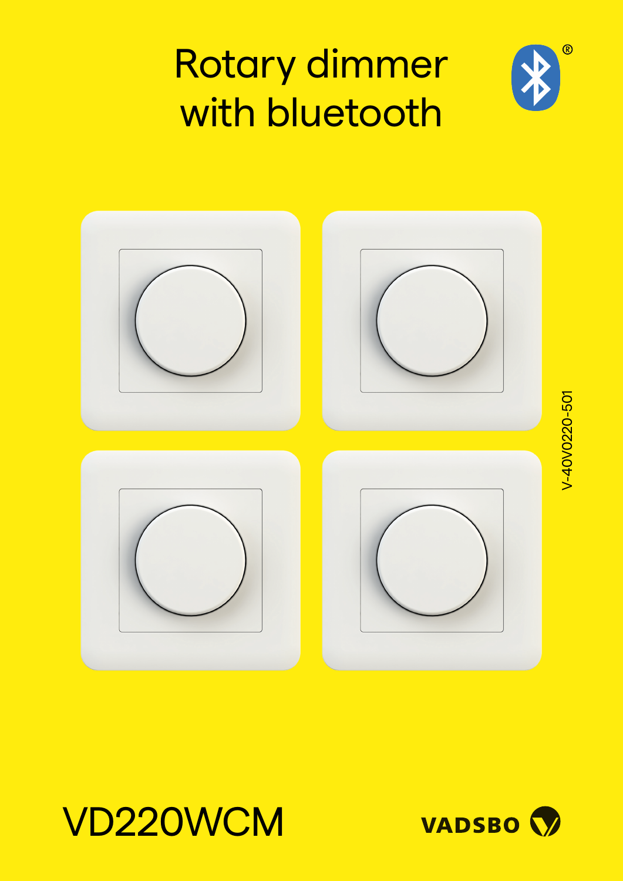# Rotary dimmer with bluetooth

V-40V0220-501

VD220WCM

VADSBO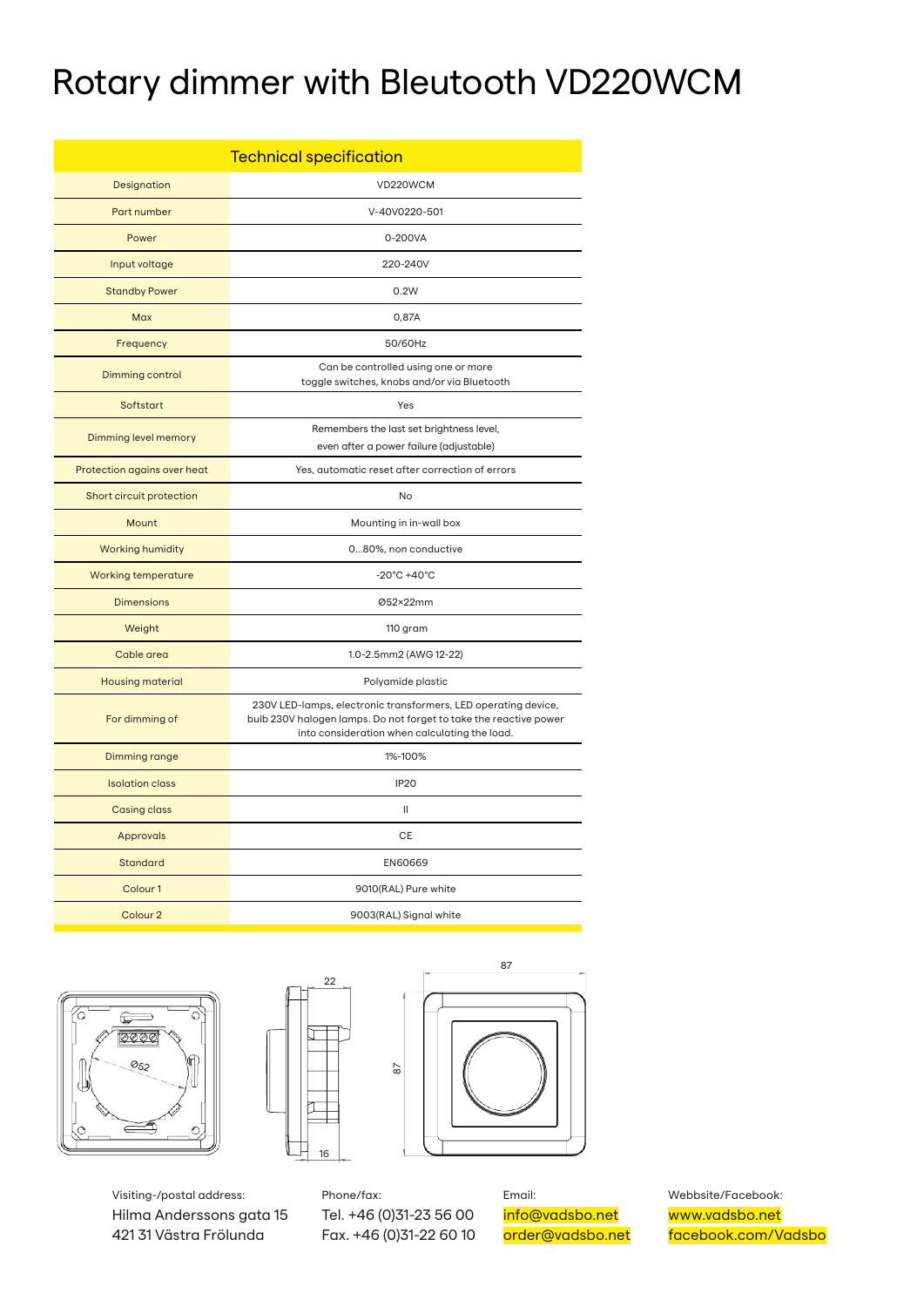# Rotary dimmer with Bleutooth VD220WCM

| Technical specification | |
|---|---|
| Designation | VD220WCM |
| Part number | V-40V0220-501 |
| Power | 0-200VA |
| Input voltage | 220-240V |
| Standby Power | 0.2W |
| Max | 0,87A |
| Frequency | 50/60Hz |
| Dimming control | Can be controlled using one or more toggle switches, knobs and/or via Bluetooth |
| Softstart | Yes |
| Dimming level memory | Remembers the last set brightness level, even after a power failure (adjustable) |
| Protection agains over heat | Yes, automatic reset after correction of errors |
| Short circuit protection | No |
| Mount | Mounting in in-wall box |
| Working humidity | 0…80%, non conductive |
| Working temperature | -20°C +40°C |
| Dimensions | Ø52×22mm |
| Weight | 110 gram |
| Cable area | 1.0-2.5mm2 (AWG 12-22) |
| Housing material | Polyamide plastic |
| For dimming of | 230V LED-lamps, electronic transformers, LED operating device, bulb 230V halogen lamps. Do not forget to take the reactive power into consideration when calculating the load. |
| Dimming range | 1%-100% |
| Isolation class | IP20 |
| Casing class | II |
| Approvals | CE |
| Standard | EN60669 |
| Colour 1 | 9010(RAL) Pure white |
| Colour 2 | 9003(RAL) Signal white |

Ø52

22

16

87

87

Visiting-/postal address:
Hilma Anderssons gata 15
421 31 Västra Frölunda

Phone/fax:
Tel. +46 (0)31-23 56 00
Fax. +46 (0)31-22 60 10

Email:
info@vadsbo.net
order@vadsbo.net

Webbsite/Facebook:
www.vadsbo.net
facebook.com/Vadsbo